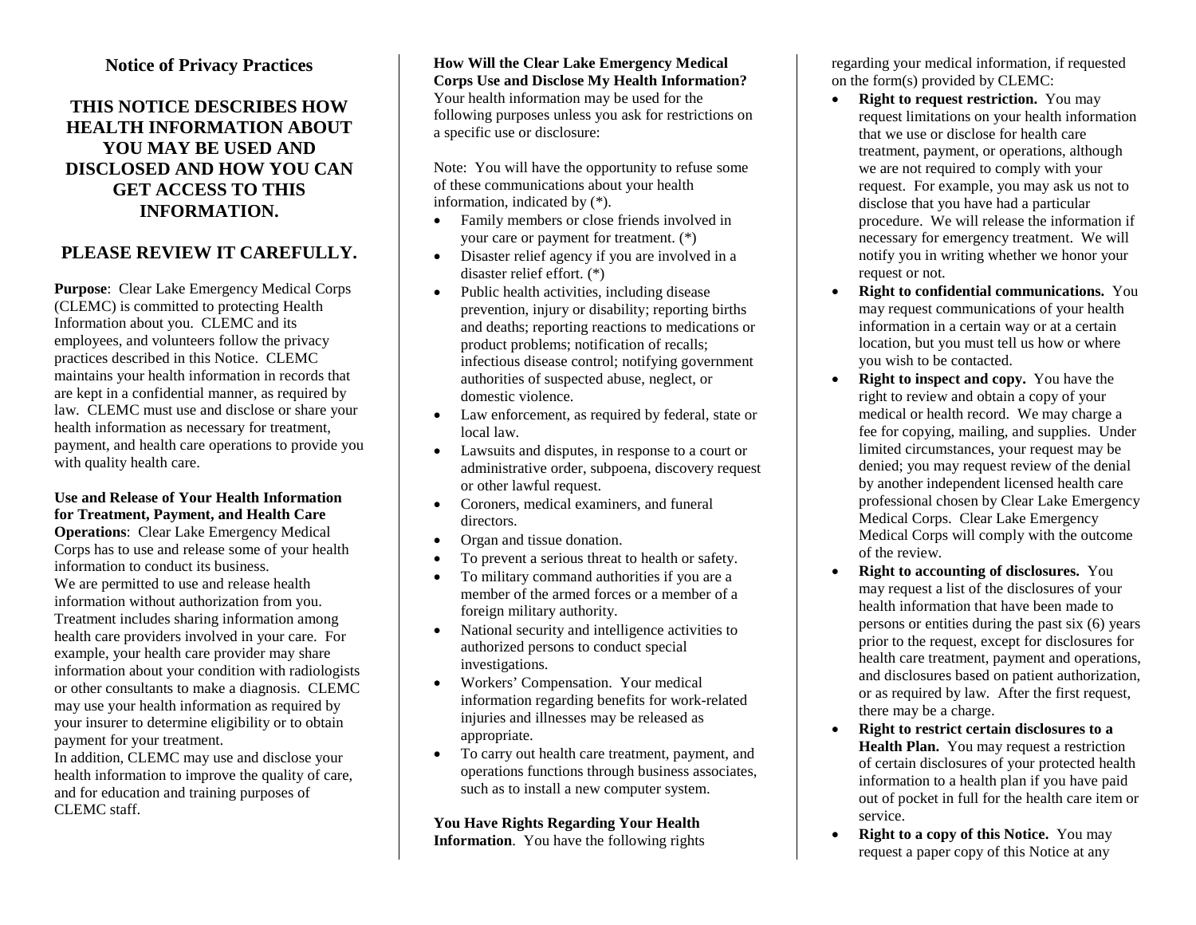# Notice of Privacy Practices

## THIS NOTICE DESCRIBES HOW HEALTH INFORMATION ABOUT YOU MAY BE USED AND DISCLOSED AND HOW YOU CAN GET ACCESS TO THIS INFORMATION.

## PLEASE REVIEW IT CAREFULLY.

**Purpose**: Clear Lake Emergency Medical Corps (CLEMC) is committed to protecting Health Information about you. CLEMC and its employees, and volunteers follow the privacy practices described in this Notice. CLEMC maintains your health information in records that are kept in a confidential manner, as required by law. CLEMC must use and disclose or share your health information as necessary for treatment, payment, and health care operations to provide you with quality health care.

**Use and Release of Your Health Information for Treatment, Payment, and Health Care Operations**: Clear Lake Emergency Medical Corps has to use and release some of your health information to conduct its business.
We are permitted to use and release health information without authorization from you. Treatment includes sharing information among health care providers involved in your care. For example, your health care provider may share information about your condition with radiologists or other consultants to make a diagnosis. CLEMC may use your health information as required by your insurer to determine eligibility or to obtain payment for your treatment.
In addition, CLEMC may use and disclose your health information to improve the quality of care, and for education and training purposes of CLEMC staff.

**How Will the Clear Lake Emergency Medical Corps Use and Disclose My Health Information?** Your health information may be used for the following purposes unless you ask for restrictions on a specific use or disclosure:

Note: You will have the opportunity to refuse some of these communications about your health information, indicated by (*).

- Family members or close friends involved in your care or payment for treatment. (*)
- Disaster relief agency if you are involved in a disaster relief effort. (*)
- Public health activities, including disease prevention, injury or disability; reporting births and deaths; reporting reactions to medications or product problems; notification of recalls; infectious disease control; notifying government authorities of suspected abuse, neglect, or domestic violence.
- Law enforcement, as required by federal, state or local law.
- Lawsuits and disputes, in response to a court or administrative order, subpoena, discovery request or other lawful request.
- Coroners, medical examiners, and funeral directors.
- Organ and tissue donation.
- To prevent a serious threat to health or safety.
- To military command authorities if you are a member of the armed forces or a member of a foreign military authority.
- National security and intelligence activities to authorized persons to conduct special investigations.
- Workers' Compensation. Your medical information regarding benefits for work-related injuries and illnesses may be released as appropriate.
- To carry out health care treatment, payment, and operations functions through business associates, such as to install a new computer system.

**You Have Rights Regarding Your Health Information**. You have the following rights regarding your medical information, if requested on the form(s) provided by CLEMC:

- **Right to request restriction.** You may request limitations on your health information that we use or disclose for health care treatment, payment, or operations, although we are not required to comply with your request. For example, you may ask us not to disclose that you have had a particular procedure. We will release the information if necessary for emergency treatment. We will notify you in writing whether we honor your request or not.
- **Right to confidential communications.** You may request communications of your health information in a certain way or at a certain location, but you must tell us how or where you wish to be contacted.
- **Right to inspect and copy.** You have the right to review and obtain a copy of your medical or health record. We may charge a fee for copying, mailing, and supplies. Under limited circumstances, your request may be denied; you may request review of the denial by another independent licensed health care professional chosen by Clear Lake Emergency Medical Corps. Clear Lake Emergency Medical Corps will comply with the outcome of the review.
- **Right to accounting of disclosures.** You may request a list of the disclosures of your health information that have been made to persons or entities during the past six (6) years prior to the request, except for disclosures for health care treatment, payment and operations, and disclosures based on patient authorization, or as required by law. After the first request, there may be a charge.
- **Right to restrict certain disclosures to a Health Plan.** You may request a restriction of certain disclosures of your protected health information to a health plan if you have paid out of pocket in full for the health care item or service.
- **Right to a copy of this Notice.** You may request a paper copy of this Notice at any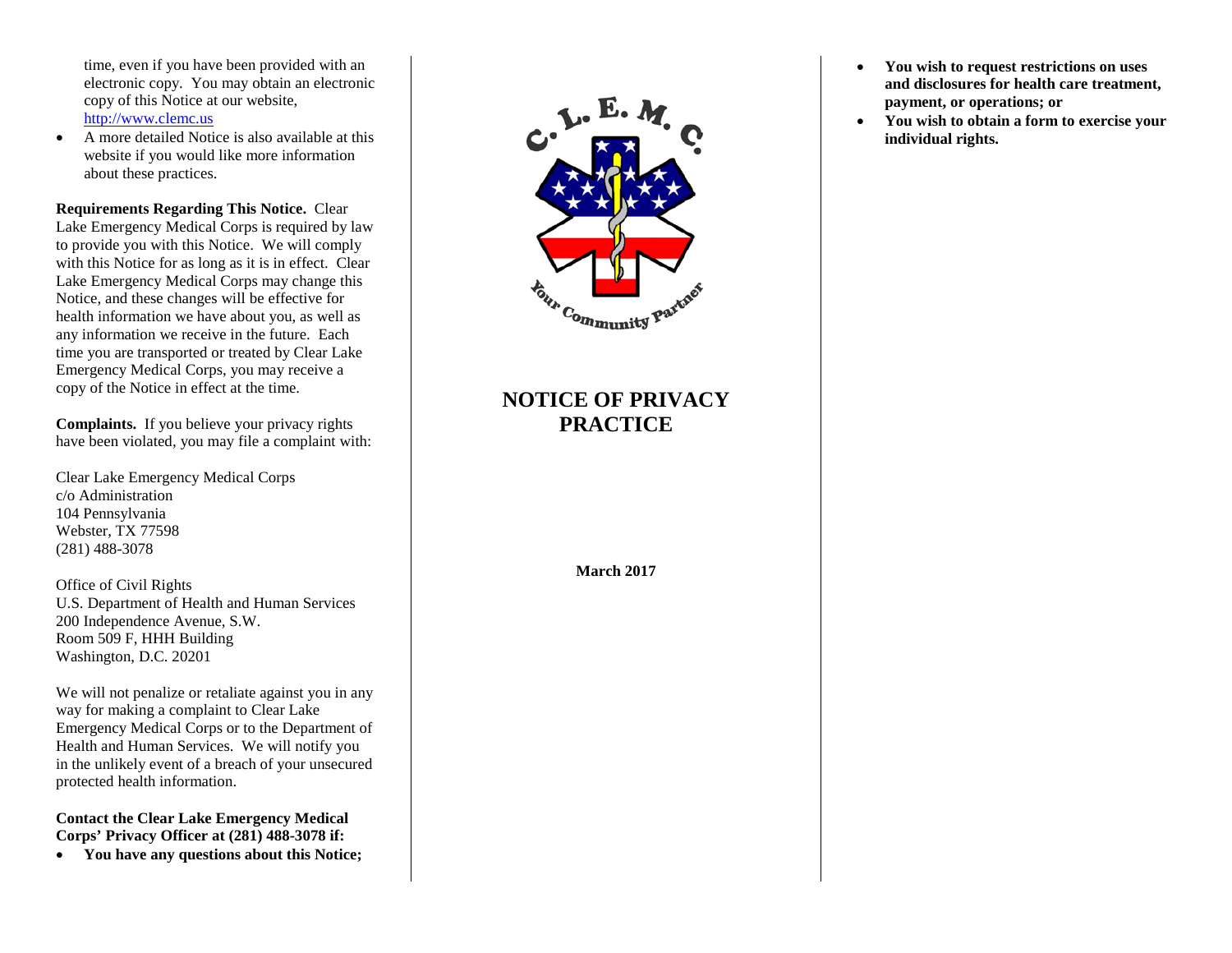time, even if you have been provided with an electronic copy. You may obtain an electronic copy of this Notice at our website, http://www.clemc.us

- A more detailed Notice is also available at this website if you would like more information about these practices.

**Requirements Regarding This Notice.** Clear Lake Emergency Medical Corps is required by law to provide you with this Notice. We will comply with this Notice for as long as it is in effect. Clear Lake Emergency Medical Corps may change this Notice, and these changes will be effective for health information we have about you, as well as any information we receive in the future. Each time you are transported or treated by Clear Lake Emergency Medical Corps, you may receive a copy of the Notice in effect at the time.

**Complaints.** If you believe your privacy rights have been violated, you may file a complaint with:

Clear Lake Emergency Medical Corps
c/o Administration
104 Pennsylvania
Webster, TX 77598
(281) 488-3078

Office of Civil Rights
U.S. Department of Health and Human Services
200 Independence Avenue, S.W.
Room 509 F, HHH Building
Washington, D.C. 20201

We will not penalize or retaliate against you in any way for making a complaint to Clear Lake Emergency Medical Corps or to the Department of Health and Human Services. We will notify you in the unlikely event of a breach of your unsecured protected health information.

**Contact the Clear Lake Emergency Medical Corps' Privacy Officer at (281) 488-3078 if:**

- **You have any questions about this Notice;**
- **You wish to request restrictions on uses and disclosures for health care treatment, payment, or operations; or**
- **You wish to obtain a form to exercise your individual rights.**

C. L. E. M. C.

Your Community Partner

# NOTICE OF PRIVACY PRACTICE

**March 2017**